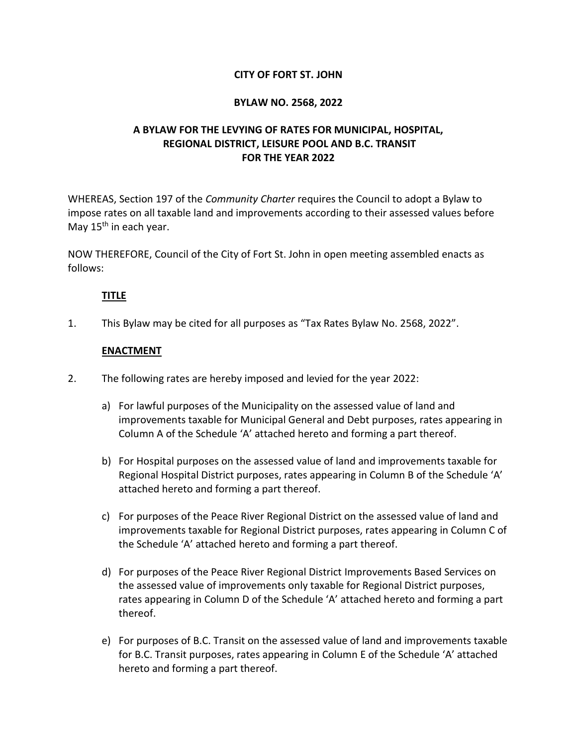**CITY OF FORT ST. JOHN**

**BYLAW NO. 2568, 2022**

**A BYLAW FOR THE LEVYING OF RATES FOR MUNICIPAL, HOSPITAL, REGIONAL DISTRICT, LEISURE POOL AND B.C. TRANSIT FOR THE YEAR 2022**

WHEREAS, Section 197 of the *Community Charter* requires the Council to adopt a Bylaw to impose rates on all taxable land and improvements according to their assessed values before May 15th in each year.

NOW THEREFORE, Council of the City of Fort St. John in open meeting assembled enacts as follows:

**TITLE**

1. This Bylaw may be cited for all purposes as "Tax Rates Bylaw No. 2568, 2022".

**ENACTMENT**

2. The following rates are hereby imposed and levied for the year 2022:

   a) For lawful purposes of the Municipality on the assessed value of land and improvements taxable for Municipal General and Debt purposes, rates appearing in Column A of the Schedule 'A' attached hereto and forming a part thereof.

   b) For Hospital purposes on the assessed value of land and improvements taxable for Regional Hospital District purposes, rates appearing in Column B of the Schedule 'A' attached hereto and forming a part thereof.

   c) For purposes of the Peace River Regional District on the assessed value of land and improvements taxable for Regional District purposes, rates appearing in Column C of the Schedule 'A' attached hereto and forming a part thereof.

   d) For purposes of the Peace River Regional District Improvements Based Services on the assessed value of improvements only taxable for Regional District purposes, rates appearing in Column D of the Schedule 'A' attached hereto and forming a part thereof.

   e) For purposes of B.C. Transit on the assessed value of land and improvements taxable for B.C. Transit purposes, rates appearing in Column E of the Schedule 'A' attached hereto and forming a part thereof.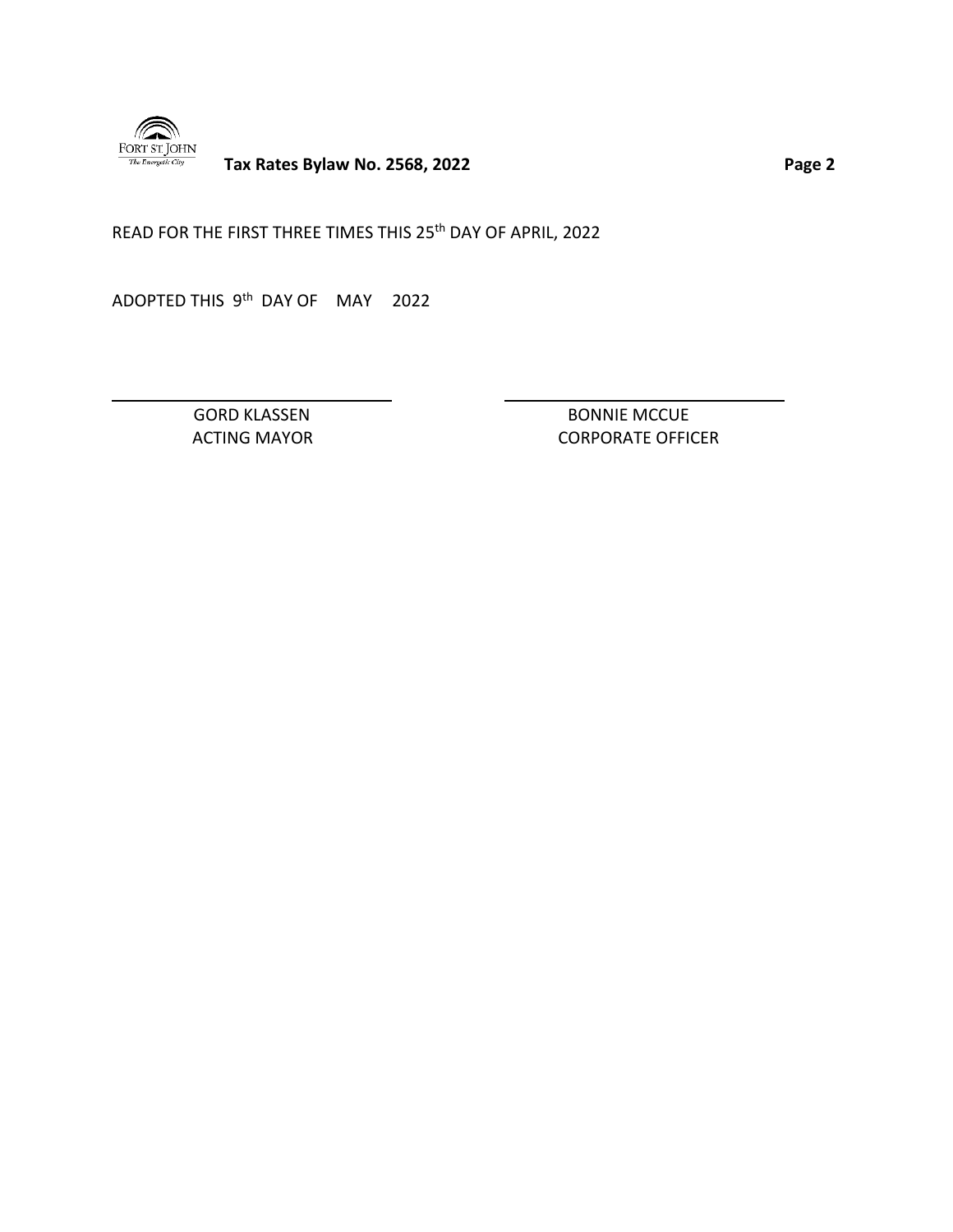READ FOR THE FIRST THREE TIMES THIS 25th DAY OF APRIL, 2022

ADOPTED THIS 9th DAY OF MAY 2022

| | |
|---|---|
| GORD KLASSEN | BONNIE MCCUE |
| ACTING MAYOR | CORPORATE OFFICER |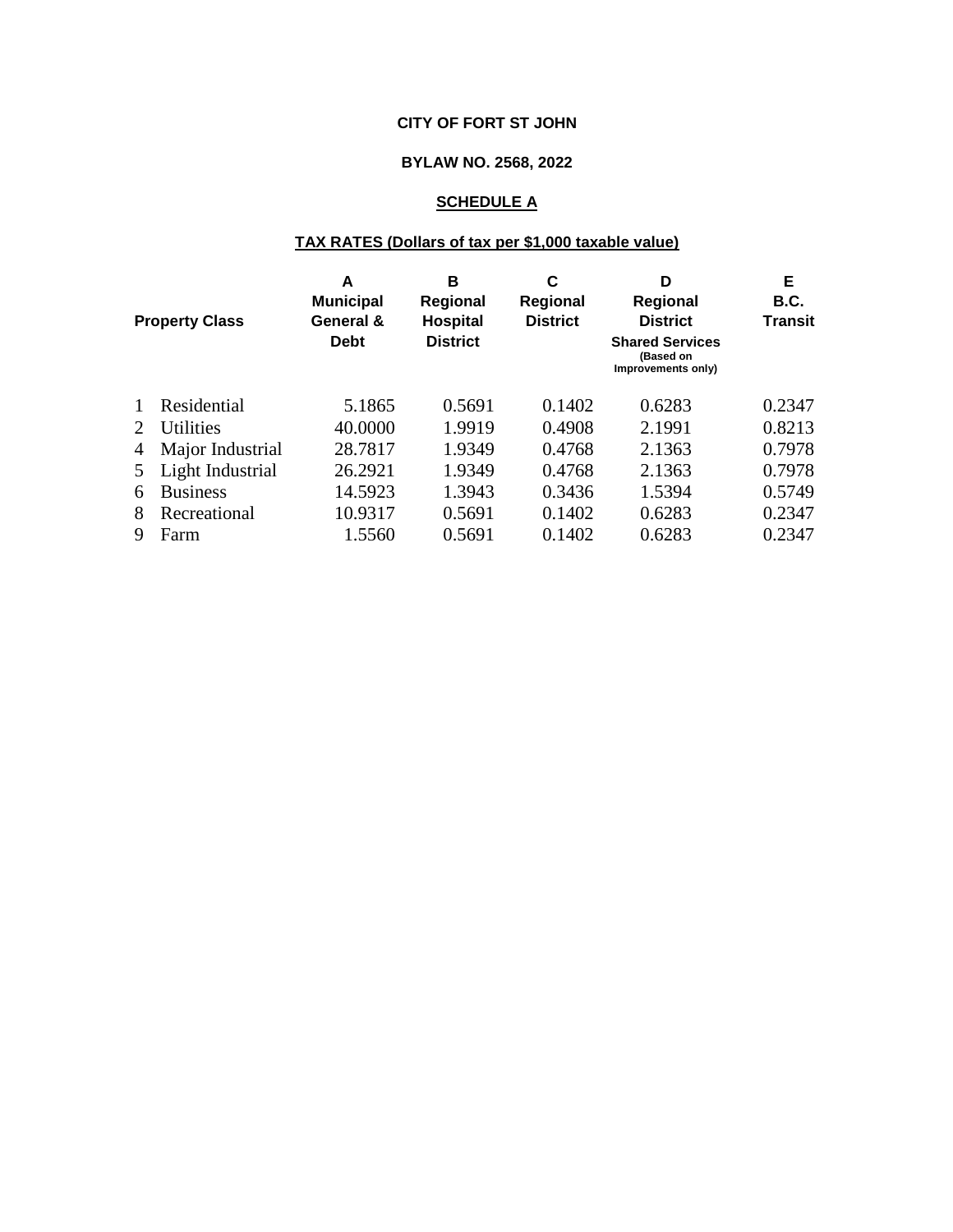**CITY OF FORT ST JOHN**

**BYLAW NO. 2568, 2022**

**SCHEDULE A**

**TAX RATES (Dollars of tax per $1,000 taxable value)**

| | Property Class | A Municipal General & Debt | B Regional Hospital District | C Regional District | D Regional District Shared Services (Based on Improvements only) | E B.C. Transit |
|---|---|---|---|---|---|---|
| 1 | Residential | 5.1865 | 0.5691 | 0.1402 | 0.6283 | 0.2347 |
| 2 | Utilities | 40.0000 | 1.9919 | 0.4908 | 2.1991 | 0.8213 |
| 4 | Major Industrial | 28.7817 | 1.9349 | 0.4768 | 2.1363 | 0.7978 |
| 5 | Light Industrial | 26.2921 | 1.9349 | 0.4768 | 2.1363 | 0.7978 |
| 6 | Business | 14.5923 | 1.3943 | 0.3436 | 1.5394 | 0.5749 |
| 8 | Recreational | 10.9317 | 0.5691 | 0.1402 | 0.6283 | 0.2347 |
| 9 | Farm | 1.5560 | 0.5691 | 0.1402 | 0.6283 | 0.2347 |